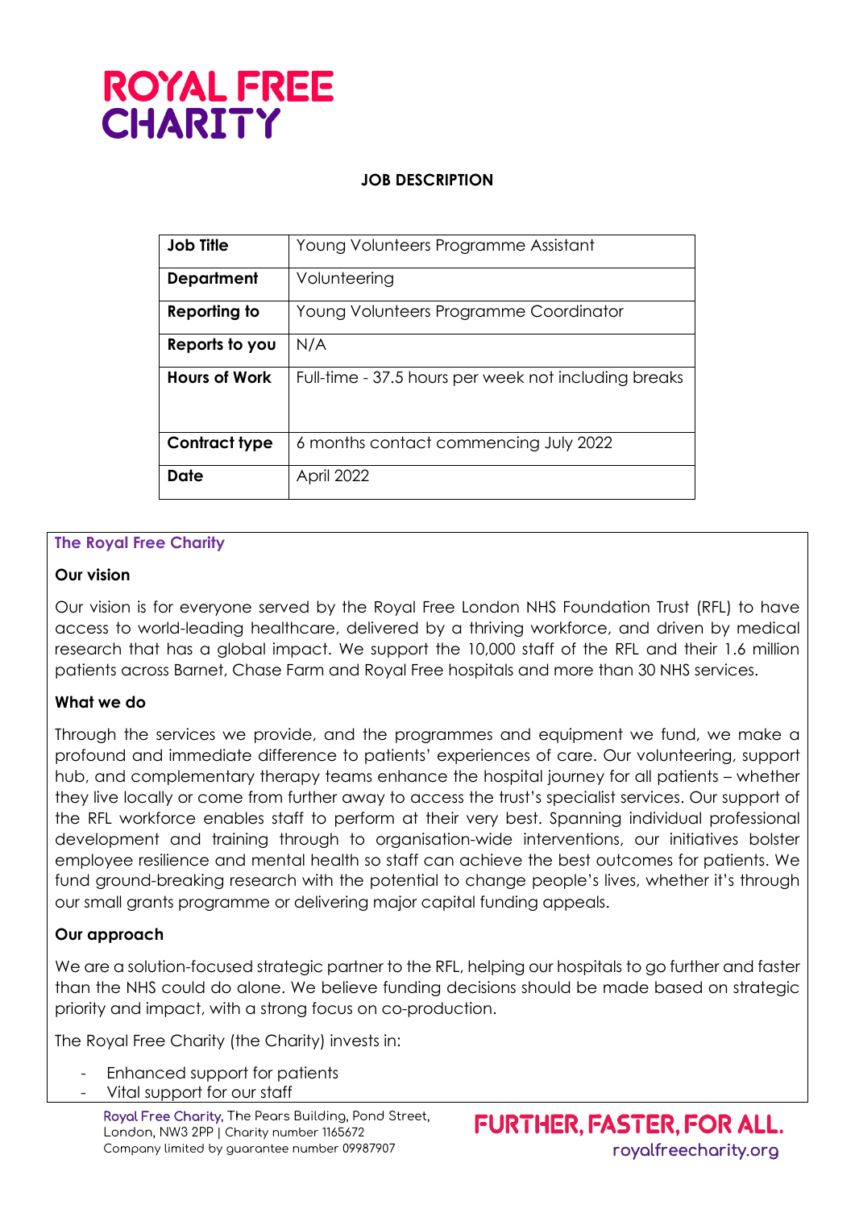# ROYAL FREE CHARITY

**JOB DESCRIPTION**

| **Job Title** | Young Volunteers Programme Assistant |
|---|---|
| **Department** | Volunteering |
| **Reporting to** | Young Volunteers Programme Coordinator |
| **Reports to you** | N/A |
| **Hours of Work** | Full-time - 37.5 hours per week not including breaks |
| **Contract type** | 6 months contact commencing July 2022 |
| **Date** | April 2022 |

## The Royal Free Charity

### Our vision

Our vision is for everyone served by the Royal Free London NHS Foundation Trust (RFL) to have access to world-leading healthcare, delivered by a thriving workforce, and driven by medical research that has a global impact. We support the 10,000 staff of the RFL and their 1.6 million patients across Barnet, Chase Farm and Royal Free hospitals and more than 30 NHS services.

### What we do

Through the services we provide, and the programmes and equipment we fund, we make a profound and immediate difference to patients' experiences of care. Our volunteering, support hub, and complementary therapy teams enhance the hospital journey for all patients – whether they live locally or come from further away to access the trust's specialist services. Our support of the RFL workforce enables staff to perform at their very best. Spanning individual professional development and training through to organisation-wide interventions, our initiatives bolster employee resilience and mental health so staff can achieve the best outcomes for patients. We fund ground-breaking research with the potential to change people's lives, whether it's through our small grants programme or delivering major capital funding appeals.

### Our approach

We are a solution-focused strategic partner to the RFL, helping our hospitals to go further and faster than the NHS could do alone. We believe funding decisions should be made based on strategic priority and impact, with a strong focus on co-production.

The Royal Free Charity (the Charity) invests in:

- Enhanced support for patients
- Vital support for our staff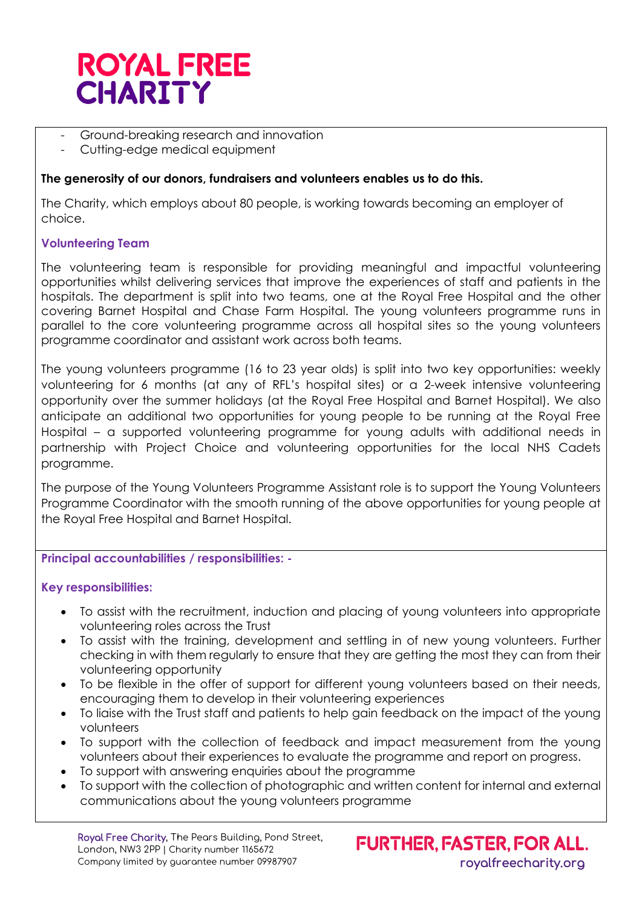- Ground-breaking research and innovation
- Cutting-edge medical equipment

**The generosity of our donors, fundraisers and volunteers enables us to do this.**

The Charity, which employs about 80 people, is working towards becoming an employer of choice.

### Volunteering Team

The volunteering team is responsible for providing meaningful and impactful volunteering opportunities whilst delivering services that improve the experiences of staff and patients in the hospitals. The department is split into two teams, one at the Royal Free Hospital and the other covering Barnet Hospital and Chase Farm Hospital. The young volunteers programme runs in parallel to the core volunteering programme across all hospital sites so the young volunteers programme coordinator and assistant work across both teams.

The young volunteers programme (16 to 23 year olds) is split into two key opportunities: weekly volunteering for 6 months (at any of RFL's hospital sites) or a 2-week intensive volunteering opportunity over the summer holidays (at the Royal Free Hospital and Barnet Hospital). We also anticipate an additional two opportunities for young people to be running at the Royal Free Hospital – a supported volunteering programme for young adults with additional needs in partnership with Project Choice and volunteering opportunities for the local NHS Cadets programme.

The purpose of the Young Volunteers Programme Assistant role is to support the Young Volunteers Programme Coordinator with the smooth running of the above opportunities for young people at the Royal Free Hospital and Barnet Hospital.

### Principal accountabilities / responsibilities: -

### Key responsibilities:

- To assist with the recruitment, induction and placing of young volunteers into appropriate volunteering roles across the Trust
- To assist with the training, development and settling in of new young volunteers. Further checking in with them regularly to ensure that they are getting the most they can from their volunteering opportunity
- To be flexible in the offer of support for different young volunteers based on their needs, encouraging them to develop in their volunteering experiences
- To liaise with the Trust staff and patients to help gain feedback on the impact of the young volunteers
- To support with the collection of feedback and impact measurement from the young volunteers about their experiences to evaluate the programme and report on progress.
- To support with answering enquiries about the programme
- To support with the collection of photographic and written content for internal and external communications about the young volunteers programme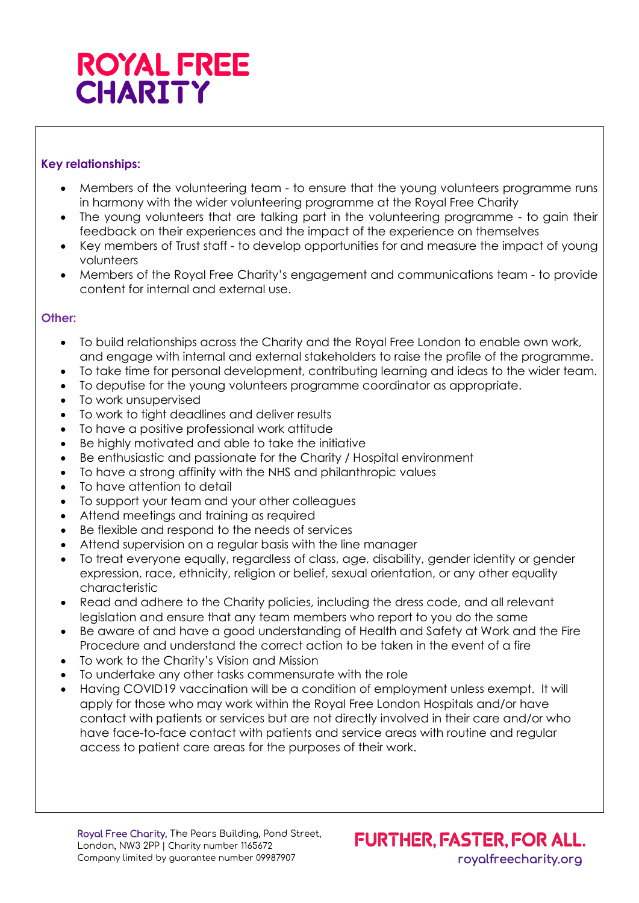**Key relationships:**

- Members of the volunteering team - to ensure that the young volunteers programme runs in harmony with the wider volunteering programme at the Royal Free Charity
- The young volunteers that are talking part in the volunteering programme - to gain their feedback on their experiences and the impact of the experience on themselves
- Key members of Trust staff - to develop opportunities for and measure the impact of young volunteers
- Members of the Royal Free Charity's engagement and communications team - to provide content for internal and external use.

**Other:**

- To build relationships across the Charity and the Royal Free London to enable own work, and engage with internal and external stakeholders to raise the profile of the programme.
- To take time for personal development, contributing learning and ideas to the wider team.
- To deputise for the young volunteers programme coordinator as appropriate.
- To work unsupervised
- To work to tight deadlines and deliver results
- To have a positive professional work attitude
- Be highly motivated and able to take the initiative
- Be enthusiastic and passionate for the Charity / Hospital environment
- To have a strong affinity with the NHS and philanthropic values
- To have attention to detail
- To support your team and your other colleagues
- Attend meetings and training as required
- Be flexible and respond to the needs of services
- Attend supervision on a regular basis with the line manager
- To treat everyone equally, regardless of class, age, disability, gender identity or gender expression, race, ethnicity, religion or belief, sexual orientation, or any other equality characteristic
- Read and adhere to the Charity policies, including the dress code, and all relevant legislation and ensure that any team members who report to you do the same
- Be aware of and have a good understanding of Health and Safety at Work and the Fire Procedure and understand the correct action to be taken in the event of a fire
- To work to the Charity's Vision and Mission
- To undertake any other tasks commensurate with the role
- Having COVID19 vaccination will be a condition of employment unless exempt. It will apply for those who may work within the Royal Free London Hospitals and/or have contact with patients or services but are not directly involved in their care and/or who have face-to-face contact with patients and service areas with routine and regular access to patient care areas for the purposes of their work.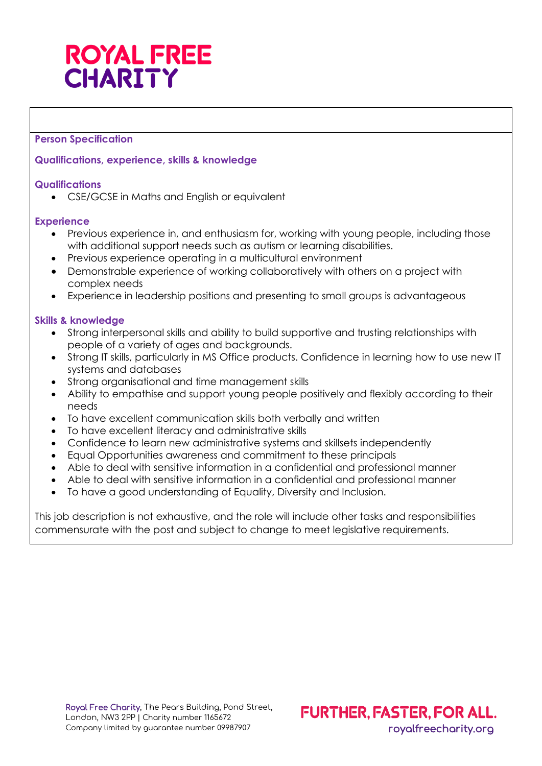## Person Specification

### Qualifications, experience, skills & knowledge

### Qualifications

- CSE/GCSE in Maths and English or equivalent

### Experience

- Previous experience in, and enthusiasm for, working with young people, including those with additional support needs such as autism or learning disabilities.
- Previous experience operating in a multicultural environment
- Demonstrable experience of working collaboratively with others on a project with complex needs
- Experience in leadership positions and presenting to small groups is advantageous

### Skills & knowledge

- Strong interpersonal skills and ability to build supportive and trusting relationships with people of a variety of ages and backgrounds.
- Strong IT skills, particularly in MS Office products. Confidence in learning how to use new IT systems and databases
- Strong organisational and time management skills
- Ability to empathise and support young people positively and flexibly according to their needs
- To have excellent communication skills both verbally and written
- To have excellent literacy and administrative skills
- Confidence to learn new administrative systems and skillsets independently
- Equal Opportunities awareness and commitment to these principals
- Able to deal with sensitive information in a confidential and professional manner
- Able to deal with sensitive information in a confidential and professional manner
- To have a good understanding of Equality, Diversity and Inclusion.

This job description is not exhaustive, and the role will include other tasks and responsibilities commensurate with the post and subject to change to meet legislative requirements.